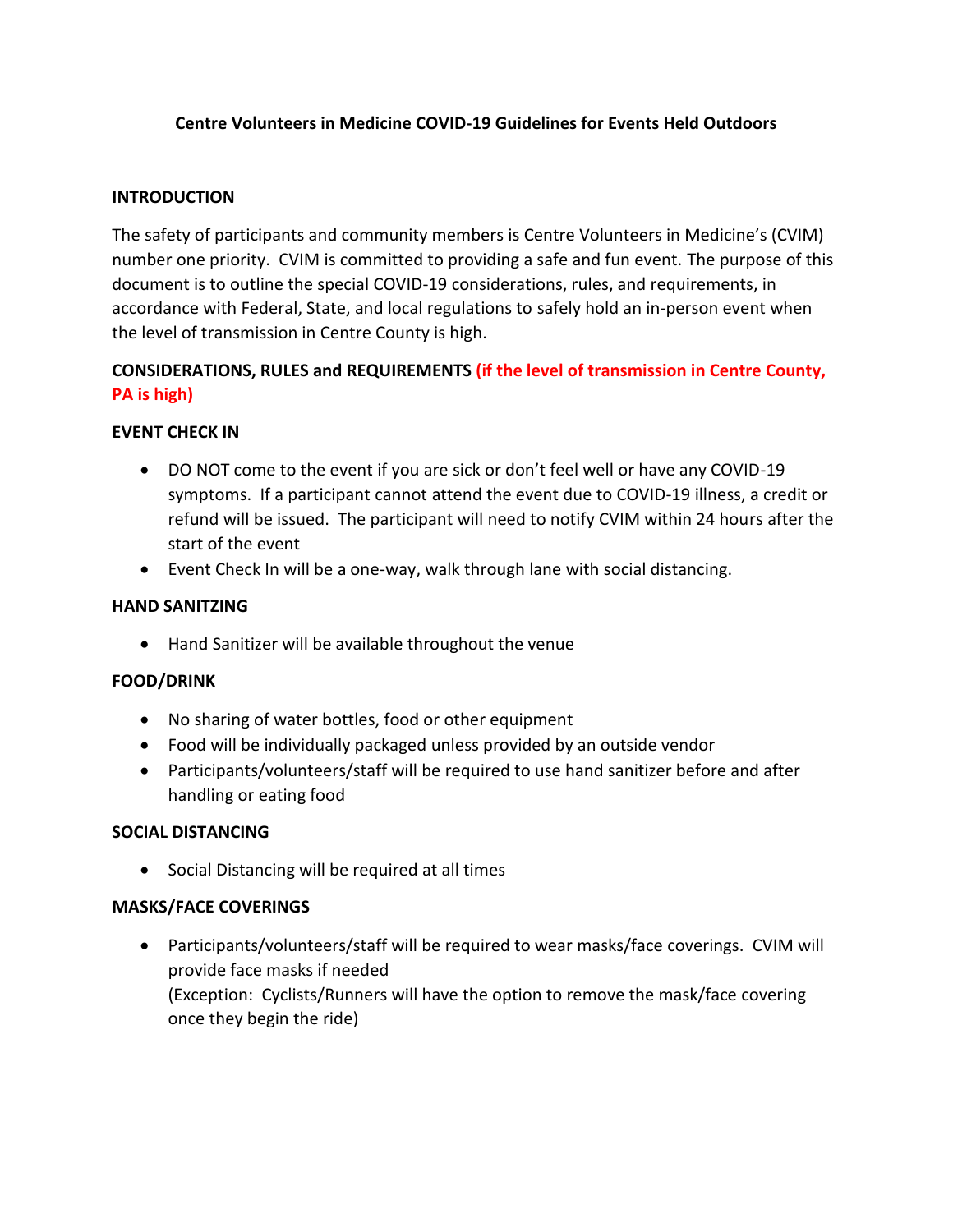# Centre Volunteers in Medicine COVID-19 Guidelines for Events Held Outdoors

## INTRODUCTION

The safety of participants and community members is Centre Volunteers in Medicine's (CVIM) number one priority. CVIM is committed to providing a safe and fun event. The purpose of this document is to outline the special COVID-19 considerations, rules, and requirements, in accordance with Federal, State, and local regulations to safely hold an in-person event when the level of transmission in Centre County is high.

## CONSIDERATIONS, RULES and REQUIREMENTS (if the level of transmission in Centre County, PA is high)

### EVENT CHECK IN

- DO NOT come to the event if you are sick or don't feel well or have any COVID-19 symptoms. If a participant cannot attend the event due to COVID-19 illness, a credit or refund will be issued. The participant will need to notify CVIM within 24 hours after the start of the event
- Event Check In will be a one-way, walk through lane with social distancing.

### HAND SANITZING

- Hand Sanitizer will be available throughout the venue

### FOOD/DRINK

- No sharing of water bottles, food or other equipment
- Food will be individually packaged unless provided by an outside vendor
- Participants/volunteers/staff will be required to use hand sanitizer before and after handling or eating food

### SOCIAL DISTANCING

- Social Distancing will be required at all times

### MASKS/FACE COVERINGS

- Participants/volunteers/staff will be required to wear masks/face coverings. CVIM will provide face masks if needed
  (Exception: Cyclists/Runners will have the option to remove the mask/face covering once they begin the ride)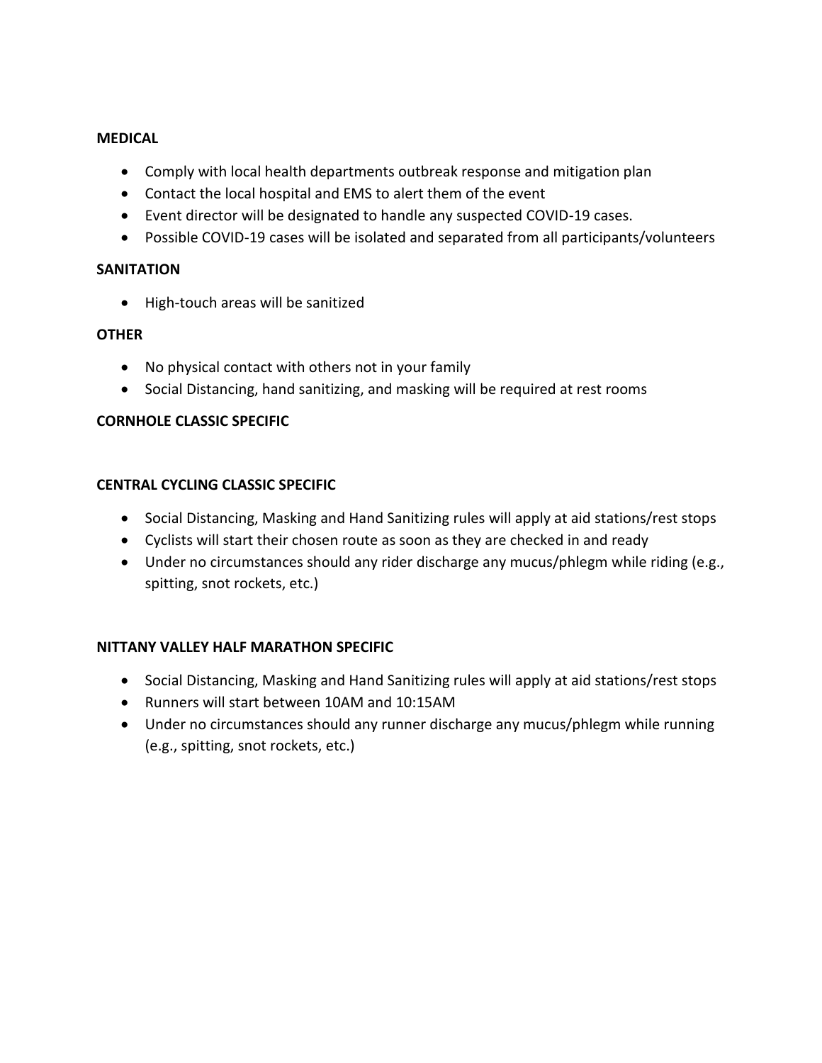**MEDICAL**

- Comply with local health departments outbreak response and mitigation plan
- Contact the local hospital and EMS to alert them of the event
- Event director will be designated to handle any suspected COVID-19 cases.
- Possible COVID-19 cases will be isolated and separated from all participants/volunteers

**SANITATION**

- High-touch areas will be sanitized

**OTHER**

- No physical contact with others not in your family
- Social Distancing, hand sanitizing, and masking will be required at rest rooms

**CORNHOLE CLASSIC SPECIFIC**

**CENTRAL CYCLING CLASSIC SPECIFIC**

- Social Distancing, Masking and Hand Sanitizing rules will apply at aid stations/rest stops
- Cyclists will start their chosen route as soon as they are checked in and ready
- Under no circumstances should any rider discharge any mucus/phlegm while riding (e.g., spitting, snot rockets, etc.)

**NITTANY VALLEY HALF MARATHON SPECIFIC**

- Social Distancing, Masking and Hand Sanitizing rules will apply at aid stations/rest stops
- Runners will start between 10AM and 10:15AM
- Under no circumstances should any runner discharge any mucus/phlegm while running (e.g., spitting, snot rockets, etc.)